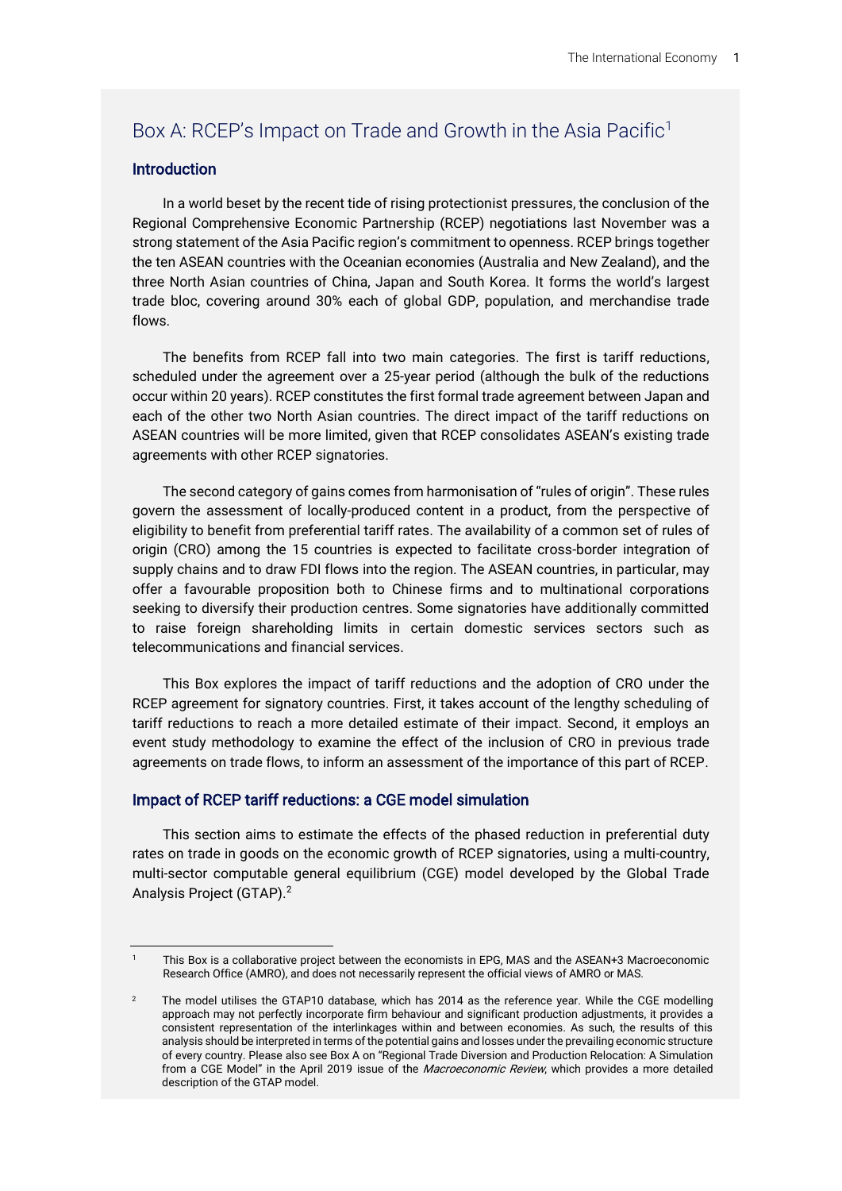## Box A: RCEP's Impact on Trade and Growth in the Asia Pacific[1]

### Introduction

In a world beset by the recent tide of rising protectionist pressures, the conclusion of the Regional Comprehensive Economic Partnership (RCEP) negotiations last November was a strong statement of the Asia Pacific region's commitment to openness. RCEP brings together the ten ASEAN countries with the Oceanian economies (Australia and New Zealand), and the three North Asian countries of China, Japan and South Korea. It forms the world's largest trade bloc, covering around 30% each of global GDP, population, and merchandise trade flows.

The benefits from RCEP fall into two main categories. The first is tariff reductions, scheduled under the agreement over a 25-year period (although the bulk of the reductions occur within 20 years). RCEP constitutes the first formal trade agreement between Japan and each of the other two North Asian countries. The direct impact of the tariff reductions on ASEAN countries will be more limited, given that RCEP consolidates ASEAN's existing trade agreements with other RCEP signatories.

The second category of gains comes from harmonisation of "rules of origin". These rules govern the assessment of locally-produced content in a product, from the perspective of eligibility to benefit from preferential tariff rates. The availability of a common set of rules of origin (CRO) among the 15 countries is expected to facilitate cross-border integration of supply chains and to draw FDI flows into the region. The ASEAN countries, in particular, may offer a favourable proposition both to Chinese firms and to multinational corporations seeking to diversify their production centres. Some signatories have additionally committed to raise foreign shareholding limits in certain domestic services sectors such as telecommunications and financial services.

This Box explores the impact of tariff reductions and the adoption of CRO under the RCEP agreement for signatory countries. First, it takes account of the lengthy scheduling of tariff reductions to reach a more detailed estimate of their impact. Second, it employs an event study methodology to examine the effect of the inclusion of CRO in previous trade agreements on trade flows, to inform an assessment of the importance of this part of RCEP.

### Impact of RCEP tariff reductions: a CGE model simulation

This section aims to estimate the effects of the phased reduction in preferential duty rates on trade in goods on the economic growth of RCEP signatories, using a multi-country, multi-sector computable general equilibrium (CGE) model developed by the Global Trade Analysis Project (GTAP).[2]

---

[1] This Box is a collaborative project between the economists in EPG, MAS and the ASEAN+3 Macroeconomic Research Office (AMRO), and does not necessarily represent the official views of AMRO or MAS.

[2] The model utilises the GTAP10 database, which has 2014 as the reference year. While the CGE modelling approach may not perfectly incorporate firm behaviour and significant production adjustments, it provides a consistent representation of the interlinkages within and between economies. As such, the results of this analysis should be interpreted in terms of the potential gains and losses under the prevailing economic structure of every country. Please also see Box A on "Regional Trade Diversion and Production Relocation: A Simulation from a CGE Model" in the April 2019 issue of the *Macroeconomic Review*, which provides a more detailed description of the GTAP model.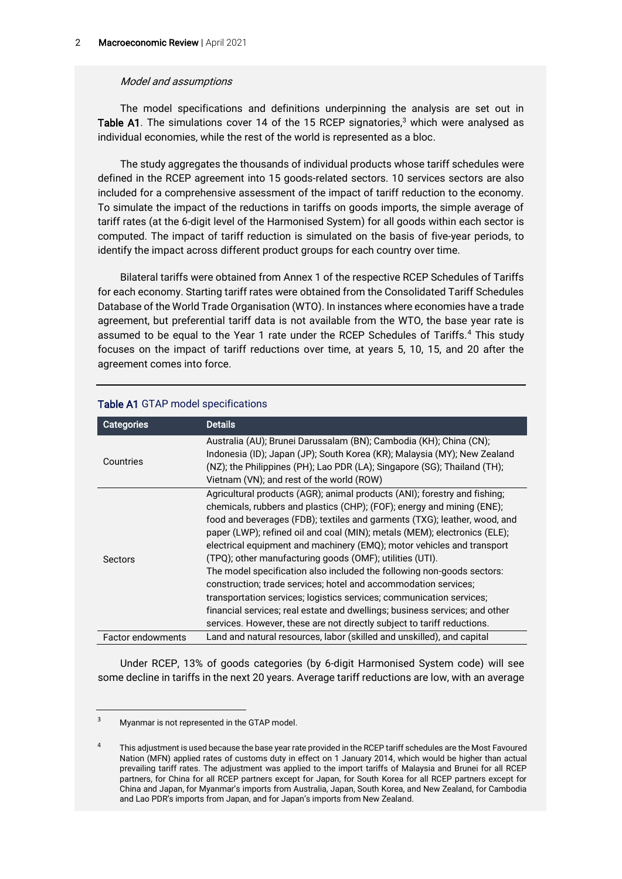*Model and assumptions*

The model specifications and definitions underpinning the analysis are set out in **Table A1**. The simulations cover 14 of the 15 RCEP signatories,[3] which were analysed as individual economies, while the rest of the world is represented as a bloc.

The study aggregates the thousands of individual products whose tariff schedules were defined in the RCEP agreement into 15 goods-related sectors. 10 services sectors are also included for a comprehensive assessment of the impact of tariff reduction to the economy. To simulate the impact of the reductions in tariffs on goods imports, the simple average of tariff rates (at the 6-digit level of the Harmonised System) for all goods within each sector is computed. The impact of tariff reduction is simulated on the basis of five-year periods, to identify the impact across different product groups for each country over time.

Bilateral tariffs were obtained from Annex 1 of the respective RCEP Schedules of Tariffs for each economy. Starting tariff rates were obtained from the Consolidated Tariff Schedules Database of the World Trade Organisation (WTO). In instances where economies have a trade agreement, but preferential tariff data is not available from the WTO, the base year rate is assumed to be equal to the Year 1 rate under the RCEP Schedules of Tariffs.[4] This study focuses on the impact of tariff reductions over time, at years 5, 10, 15, and 20 after the agreement comes into force.

**Table A1** GTAP model specifications

| Categories | Details |
|---|---|
| Countries | Australia (AU); Brunei Darussalam (BN); Cambodia (KH); China (CN); Indonesia (ID); Japan (JP); South Korea (KR); Malaysia (MY); New Zealand (NZ); the Philippines (PH); Lao PDR (LA); Singapore (SG); Thailand (TH); Vietnam (VN); and rest of the world (ROW) |
| Sectors | Agricultural products (AGR); animal products (ANI); forestry and fishing; chemicals, rubbers and plastics (CHP); (FOF); energy and mining (ENE); food and beverages (FDB); textiles and garments (TXG); leather, wood, and paper (LWP); refined oil and coal (MIN); metals (MEM); electronics (ELE); electrical equipment and machinery (EMQ); motor vehicles and transport (TPQ); other manufacturing goods (OMF); utilities (UTI). The model specification also included the following non-goods sectors: construction; trade services; hotel and accommodation services; transportation services; logistics services; communication services; financial services; real estate and dwellings; business services; and other services. However, these are not directly subject to tariff reductions. |
| Factor endowments | Land and natural resources, labor (skilled and unskilled), and capital |

Under RCEP, 13% of goods categories (by 6-digit Harmonised System code) will see some decline in tariffs in the next 20 years. Average tariff reductions are low, with an average

---

[3] Myanmar is not represented in the GTAP model.

[4] This adjustment is used because the base year rate provided in the RCEP tariff schedules are the Most Favoured Nation (MFN) applied rates of customs duty in effect on 1 January 2014, which would be higher than actual prevailing tariff rates. The adjustment was applied to the import tariffs of Malaysia and Brunei for all RCEP partners, for China for all RCEP partners except for Japan, for South Korea for all RCEP partners except for China and Japan, for Myanmar's imports from Australia, Japan, South Korea, and New Zealand, for Cambodia and Lao PDR's imports from Japan, and for Japan's imports from New Zealand.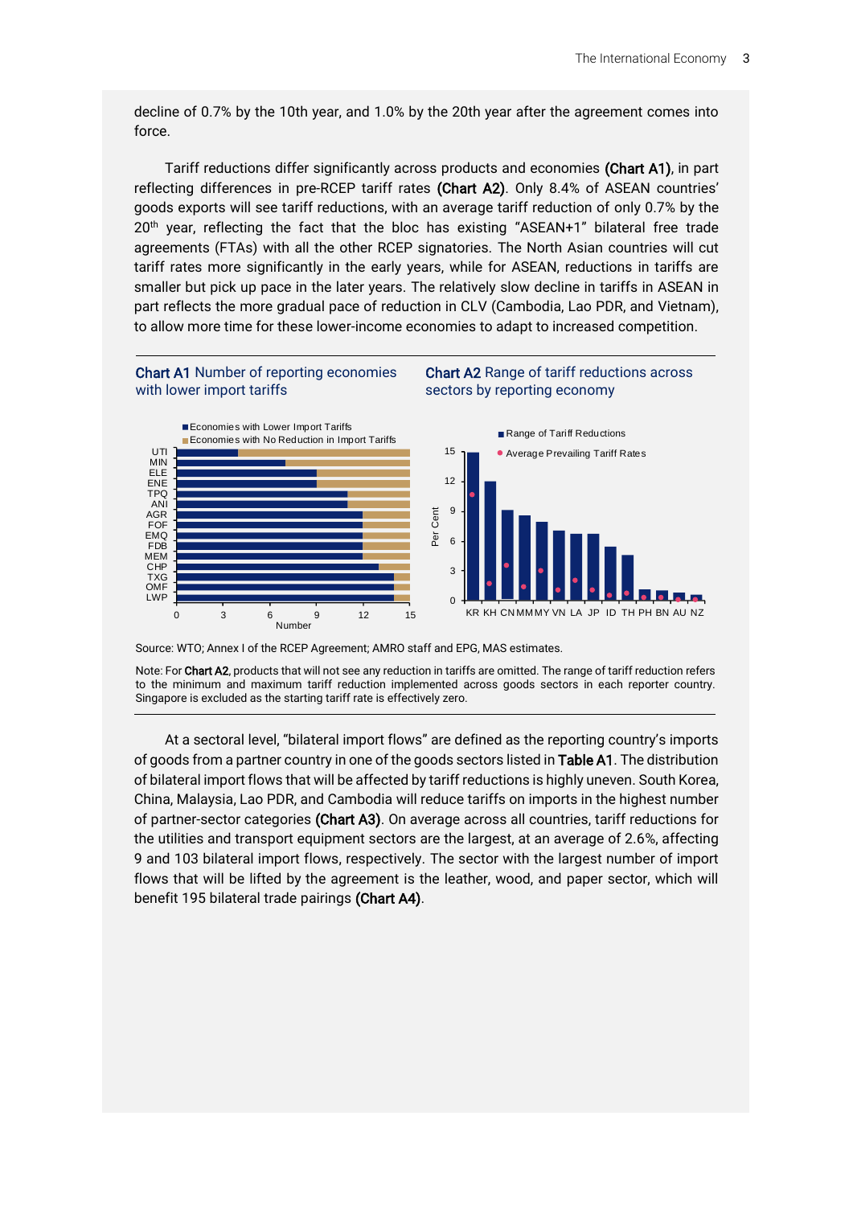decline of 0.7% by the 10th year, and 1.0% by the 20th year after the agreement comes into force.

Tariff reductions differ significantly across products and economies **(Chart A1)**, in part reflecting differences in pre-RCEP tariff rates **(Chart A2)**. Only 8.4% of ASEAN countries' goods exports will see tariff reductions, with an average tariff reduction of only 0.7% by the 20th year, reflecting the fact that the bloc has existing "ASEAN+1" bilateral free trade agreements (FTAs) with all the other RCEP signatories. The North Asian countries will cut tariff rates more significantly in the early years, while for ASEAN, reductions in tariffs are smaller but pick up pace in the later years. The relatively slow decline in tariffs in ASEAN in part reflects the more gradual pace of reduction in CLV (Cambodia, Lao PDR, and Vietnam), to allow more time for these lower-income economies to adapt to increased competition.

**Chart A1** Number of reporting economies with lower import tariffs

**Chart A2** Range of tariff reductions across sectors by reporting economy

Source: WTO; Annex I of the RCEP Agreement; AMRO staff and EPG, MAS estimates.

Note: For **Chart A2**, products that will not see any reduction in tariffs are omitted. The range of tariff reduction refers to the minimum and maximum tariff reduction implemented across goods sectors in each reporter country. Singapore is excluded as the starting tariff rate is effectively zero.

At a sectoral level, "bilateral import flows" are defined as the reporting country's imports of goods from a partner country in one of the goods sectors listed in **Table A1**. The distribution of bilateral import flows that will be affected by tariff reductions is highly uneven. South Korea, China, Malaysia, Lao PDR, and Cambodia will reduce tariffs on imports in the highest number of partner-sector categories **(Chart A3)**. On average across all countries, tariff reductions for the utilities and transport equipment sectors are the largest, at an average of 2.6%, affecting 9 and 103 bilateral import flows, respectively. The sector with the largest number of import flows that will be lifted by the agreement is the leather, wood, and paper sector, which will benefit 195 bilateral trade pairings **(Chart A4)**.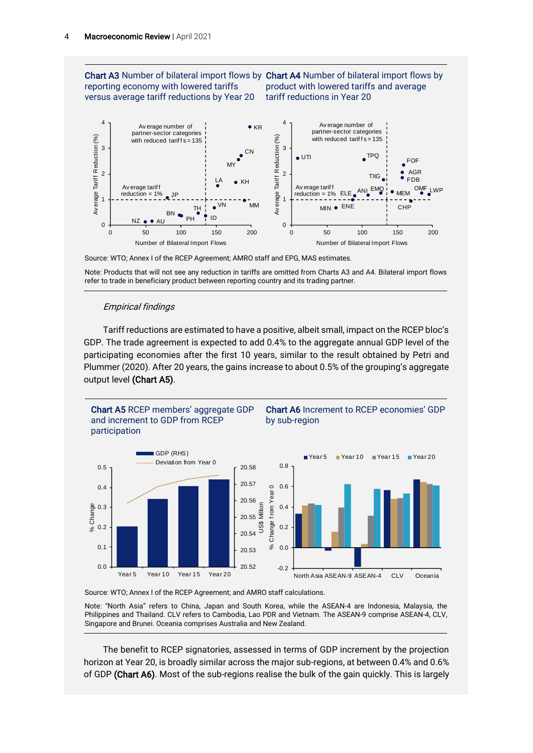**Chart A3** Number of bilateral import flows by reporting economy with lowered tariffs versus average tariff reductions by Year 20

**Chart A4** Number of bilateral import flows by product with lowered tariffs and average tariff reductions in Year 20

Source: WTO; Annex I of the RCEP Agreement; AMRO staff and EPG, MAS estimates.

Note: Products that will not see any reduction in tariffs are omitted from Charts A3 and A4. Bilateral import flows refer to trade in beneficiary product between reporting country and its trading partner.

*Empirical findings*

Tariff reductions are estimated to have a positive, albeit small, impact on the RCEP bloc's GDP. The trade agreement is expected to add 0.4% to the aggregate annual GDP level of the participating economies after the first 10 years, similar to the result obtained by Petri and Plummer (2020). After 20 years, the gains increase to about 0.5% of the grouping's aggregate output level **(Chart A5)**.

**Chart A5** RCEP members' aggregate GDP and increment to GDP from RCEP participation

**Chart A6** Increment to RCEP economies' GDP by sub-region

Source: WTO; Annex I of the RCEP Agreement; and AMRO staff calculations.

Note: "North Asia" refers to China, Japan and South Korea, while the ASEAN-4 are Indonesia, Malaysia, the Philippines and Thailand. CLV refers to Cambodia, Lao PDR and Vietnam. The ASEAN-9 comprise ASEAN-4, CLV, Singapore and Brunei. Oceania comprises Australia and New Zealand.

The benefit to RCEP signatories, assessed in terms of GDP increment by the projection horizon at Year 20, is broadly similar across the major sub-regions, at between 0.4% and 0.6% of GDP **(Chart A6)**. Most of the sub-regions realise the bulk of the gain quickly. This is largely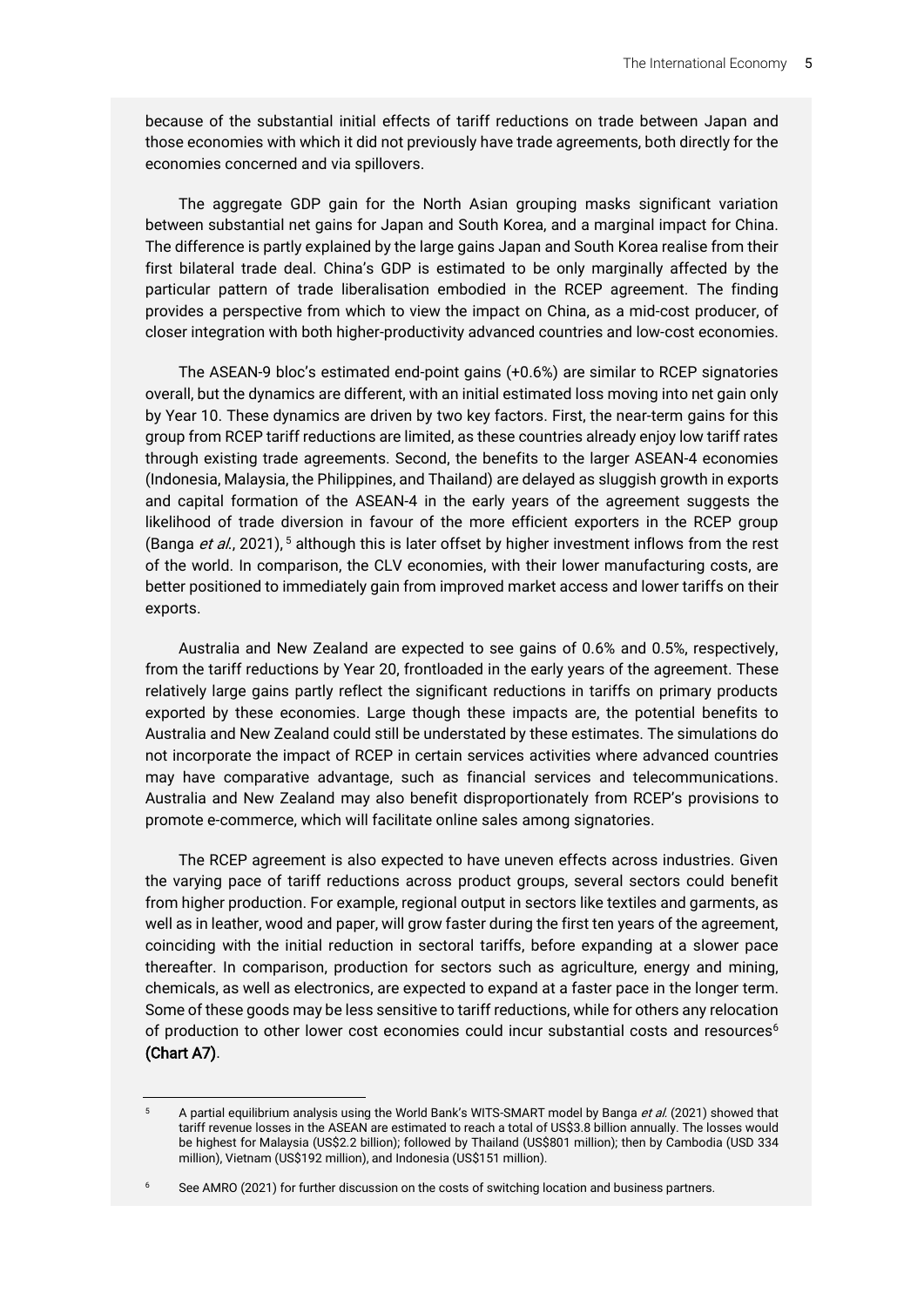because of the substantial initial effects of tariff reductions on trade between Japan and those economies with which it did not previously have trade agreements, both directly for the economies concerned and via spillovers.

The aggregate GDP gain for the North Asian grouping masks significant variation between substantial net gains for Japan and South Korea, and a marginal impact for China. The difference is partly explained by the large gains Japan and South Korea realise from their first bilateral trade deal. China's GDP is estimated to be only marginally affected by the particular pattern of trade liberalisation embodied in the RCEP agreement. The finding provides a perspective from which to view the impact on China, as a mid-cost producer, of closer integration with both higher-productivity advanced countries and low-cost economies.

The ASEAN-9 bloc's estimated end-point gains (+0.6%) are similar to RCEP signatories overall, but the dynamics are different, with an initial estimated loss moving into net gain only by Year 10. These dynamics are driven by two key factors. First, the near-term gains for this group from RCEP tariff reductions are limited, as these countries already enjoy low tariff rates through existing trade agreements. Second, the benefits to the larger ASEAN-4 economies (Indonesia, Malaysia, the Philippines, and Thailand) are delayed as sluggish growth in exports and capital formation of the ASEAN-4 in the early years of the agreement suggests the likelihood of trade diversion in favour of the more efficient exporters in the RCEP group (Banga *et al.*, 2021),[5] although this is later offset by higher investment inflows from the rest of the world. In comparison, the CLV economies, with their lower manufacturing costs, are better positioned to immediately gain from improved market access and lower tariffs on their exports.

Australia and New Zealand are expected to see gains of 0.6% and 0.5%, respectively, from the tariff reductions by Year 20, frontloaded in the early years of the agreement. These relatively large gains partly reflect the significant reductions in tariffs on primary products exported by these economies. Large though these impacts are, the potential benefits to Australia and New Zealand could still be understated by these estimates. The simulations do not incorporate the impact of RCEP in certain services activities where advanced countries may have comparative advantage, such as financial services and telecommunications. Australia and New Zealand may also benefit disproportionately from RCEP's provisions to promote e-commerce, which will facilitate online sales among signatories.

The RCEP agreement is also expected to have uneven effects across industries. Given the varying pace of tariff reductions across product groups, several sectors could benefit from higher production. For example, regional output in sectors like textiles and garments, as well as in leather, wood and paper, will grow faster during the first ten years of the agreement, coinciding with the initial reduction in sectoral tariffs, before expanding at a slower pace thereafter. In comparison, production for sectors such as agriculture, energy and mining, chemicals, as well as electronics, are expected to expand at a faster pace in the longer term. Some of these goods may be less sensitive to tariff reductions, while for others any relocation of production to other lower cost economies could incur substantial costs and resources[6] **(Chart A7)**.

---

[5] A partial equilibrium analysis using the World Bank's WITS-SMART model by Banga *et al.* (2021) showed that tariff revenue losses in the ASEAN are estimated to reach a total of US$3.8 billion annually. The losses would be highest for Malaysia (US$2.2 billion); followed by Thailand (US$801 million); then by Cambodia (USD 334 million), Vietnam (US$192 million), and Indonesia (US$151 million).

[6] See AMRO (2021) for further discussion on the costs of switching location and business partners.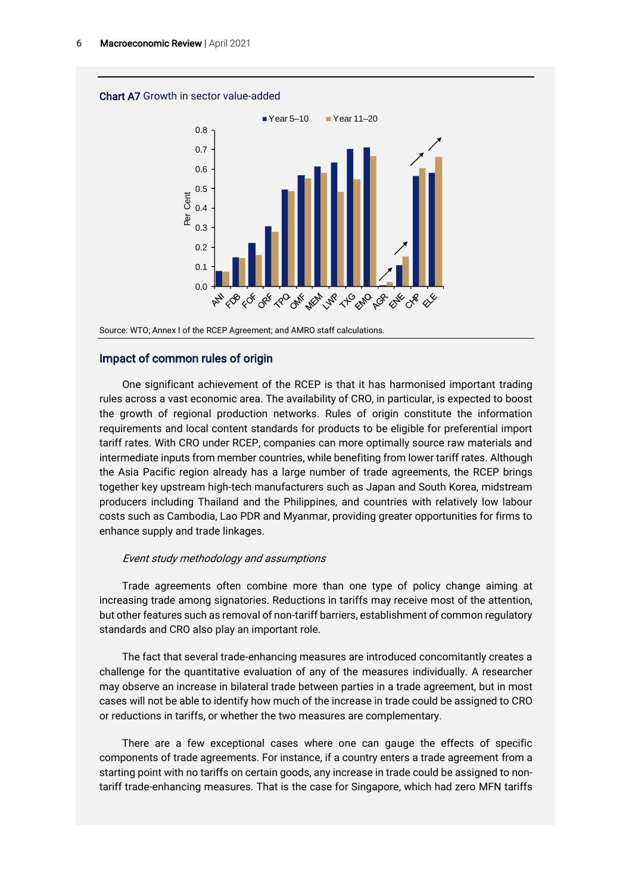**Chart A7** Growth in sector value-added

Source: WTO; Annex I of the RCEP Agreement; and AMRO staff calculations.

## Impact of common rules of origin

One significant achievement of the RCEP is that it has harmonised important trading rules across a vast economic area. The availability of CRO, in particular, is expected to boost the growth of regional production networks. Rules of origin constitute the information requirements and local content standards for products to be eligible for preferential import tariff rates. With CRO under RCEP, companies can more optimally source raw materials and intermediate inputs from member countries, while benefiting from lower tariff rates. Although the Asia Pacific region already has a large number of trade agreements, the RCEP brings together key upstream high-tech manufacturers such as Japan and South Korea, midstream producers including Thailand and the Philippines, and countries with relatively low labour costs such as Cambodia, Lao PDR and Myanmar, providing greater opportunities for firms to enhance supply and trade linkages.

### *Event study methodology and assumptions*

Trade agreements often combine more than one type of policy change aiming at increasing trade among signatories. Reductions in tariffs may receive most of the attention, but other features such as removal of non-tariff barriers, establishment of common regulatory standards and CRO also play an important role.

The fact that several trade-enhancing measures are introduced concomitantly creates a challenge for the quantitative evaluation of any of the measures individually. A researcher may observe an increase in bilateral trade between parties in a trade agreement, but in most cases will not be able to identify how much of the increase in trade could be assigned to CRO or reductions in tariffs, or whether the two measures are complementary.

There are a few exceptional cases where one can gauge the effects of specific components of trade agreements. For instance, if a country enters a trade agreement from a starting point with no tariffs on certain goods, any increase in trade could be assigned to non-tariff trade-enhancing measures. That is the case for Singapore, which had zero MFN tariffs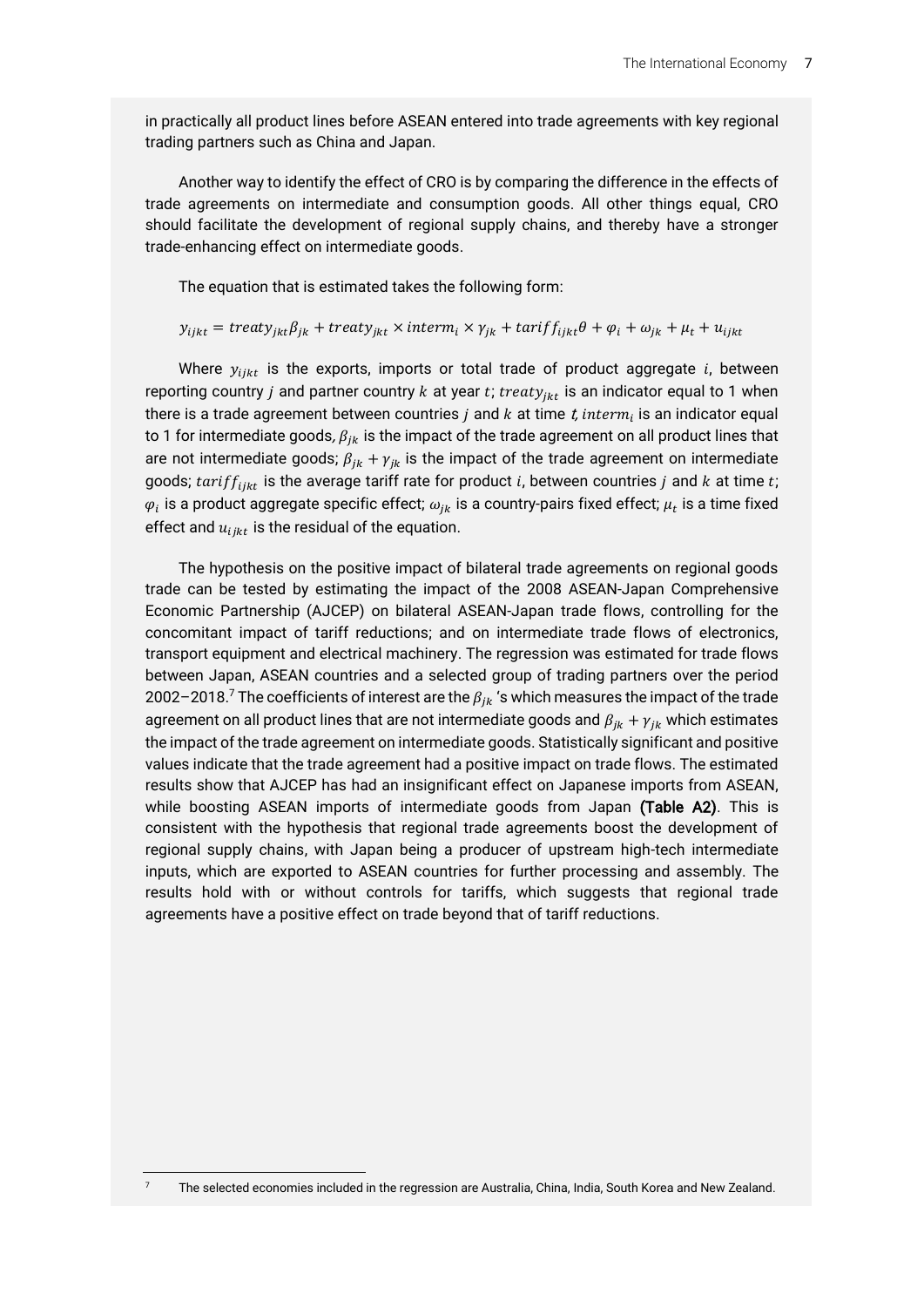in practically all product lines before ASEAN entered into trade agreements with key regional trading partners such as China and Japan.

Another way to identify the effect of CRO is by comparing the difference in the effects of trade agreements on intermediate and consumption goods. All other things equal, CRO should facilitate the development of regional supply chains, and thereby have a stronger trade-enhancing effect on intermediate goods.

The equation that is estimated takes the following form:

$$y_{ijkt} = treaty_{jkt}\beta_{jk} + treaty_{jkt} \times interm_i \times \gamma_{jk} + tariff_{ijkt}\theta + \varphi_i + \omega_{jk} + \mu_t + u_{ijkt}$$

Where $y_{ijkt}$ is the exports, imports or total trade of product aggregate $i$, between reporting country $j$ and partner country $k$ at year $t$; $treaty_{jkt}$ is an indicator equal to 1 when there is a trade agreement between countries $j$ and $k$ at time $t$, $interm_i$ is an indicator equal to 1 for intermediate goods, $\beta_{jk}$ is the impact of the trade agreement on all product lines that are not intermediate goods; $\beta_{jk} + \gamma_{jk}$ is the impact of the trade agreement on intermediate goods; $tariff_{ijkt}$ is the average tariff rate for product $i$, between countries $j$ and $k$ at time $t$; $\varphi_i$ is a product aggregate specific effect; $\omega_{jk}$ is a country-pairs fixed effect; $\mu_t$ is a time fixed effect and $u_{ijkt}$ is the residual of the equation.

The hypothesis on the positive impact of bilateral trade agreements on regional goods trade can be tested by estimating the impact of the 2008 ASEAN-Japan Comprehensive Economic Partnership (AJCEP) on bilateral ASEAN-Japan trade flows, controlling for the concomitant impact of tariff reductions; and on intermediate trade flows of electronics, transport equipment and electrical machinery. The regression was estimated for trade flows between Japan, ASEAN countries and a selected group of trading partners over the period 2002–2018.[7] The coefficients of interest are the $\beta_{jk}$ 's which measures the impact of the trade agreement on all product lines that are not intermediate goods and $\beta_{jk} + \gamma_{jk}$ which estimates the impact of the trade agreement on intermediate goods. Statistically significant and positive values indicate that the trade agreement had a positive impact on trade flows. The estimated results show that AJCEP has had an insignificant effect on Japanese imports from ASEAN, while boosting ASEAN imports of intermediate goods from Japan **(Table A2)**. This is consistent with the hypothesis that regional trade agreements boost the development of regional supply chains, with Japan being a producer of upstream high-tech intermediate inputs, which are exported to ASEAN countries for further processing and assembly. The results hold with or without controls for tariffs, which suggests that regional trade agreements have a positive effect on trade beyond that of tariff reductions.

[7] The selected economies included in the regression are Australia, China, India, South Korea and New Zealand.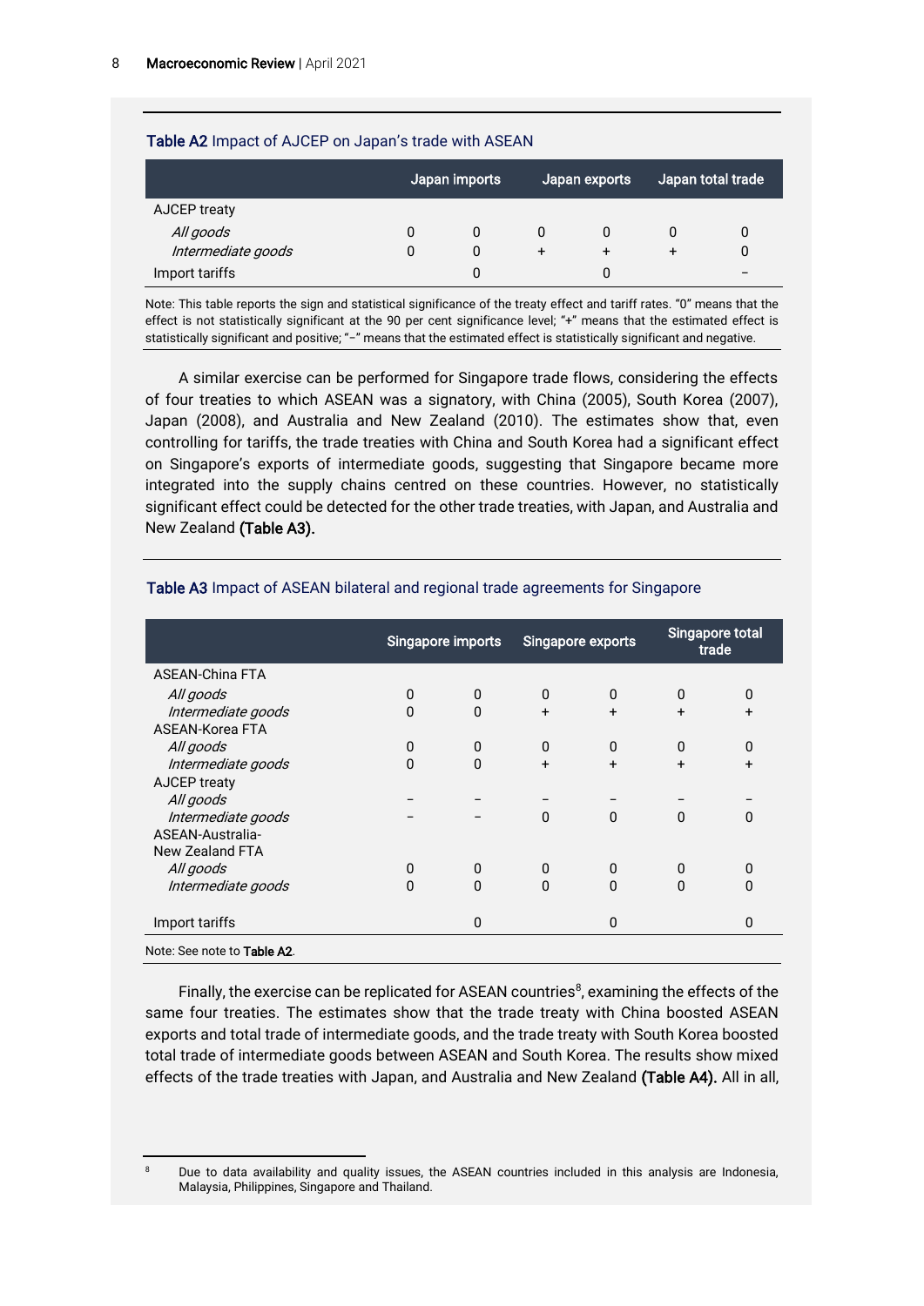**Table A2** Impact of AJCEP on Japan's trade with ASEAN

| | Japan imports | | Japan exports | | Japan total trade | |
|---|---|---|---|---|---|---|
| AJCEP treaty | | | | | | |
| *All goods* | 0 | 0 | 0 | 0 | 0 | 0 |
| *Intermediate goods* | 0 | 0 | + | + | + | 0 |
| Import tariffs | | 0 | | 0 | | – |

Note: This table reports the sign and statistical significance of the treaty effect and tariff rates. "0" means that the effect is not statistically significant at the 90 per cent significance level; "+" means that the estimated effect is statistically significant and positive; "–" means that the estimated effect is statistically significant and negative.

A similar exercise can be performed for Singapore trade flows, considering the effects of four treaties to which ASEAN was a signatory, with China (2005), South Korea (2007), Japan (2008), and Australia and New Zealand (2010). The estimates show that, even controlling for tariffs, the trade treaties with China and South Korea had a significant effect on Singapore's exports of intermediate goods, suggesting that Singapore became more integrated into the supply chains centred on these countries. However, no statistically significant effect could be detected for the other trade treaties, with Japan, and Australia and New Zealand **(Table A3).**

**Table A3** Impact of ASEAN bilateral and regional trade agreements for Singapore

| | Singapore imports | | Singapore exports | | Singapore total trade | |
|---|---|---|---|---|---|---|
| ASEAN-China FTA | | | | | | |
| *All goods* | 0 | 0 | 0 | 0 | 0 | 0 |
| *Intermediate goods* | 0 | 0 | + | + | + | + |
| ASEAN-Korea FTA | | | | | | |
| *All goods* | 0 | 0 | 0 | 0 | 0 | 0 |
| *Intermediate goods* | 0 | 0 | + | + | + | + |
| AJCEP treaty | | | | | | |
| *All goods* | – | – | – | – | – | – |
| *Intermediate goods* | – | – | 0 | 0 | 0 | 0 |
| ASEAN-Australia-New Zealand FTA | | | | | | |
| *All goods* | 0 | 0 | 0 | 0 | 0 | 0 |
| *Intermediate goods* | 0 | 0 | 0 | 0 | 0 | 0 |
| Import tariffs | | 0 | | 0 | | 0 |

Note: See note to **Table A2**.

Finally, the exercise can be replicated for ASEAN countries[8], examining the effects of the same four treaties. The estimates show that the trade treaty with China boosted ASEAN exports and total trade of intermediate goods, and the trade treaty with South Korea boosted total trade of intermediate goods between ASEAN and South Korea. The results show mixed effects of the trade treaties with Japan, and Australia and New Zealand **(Table A4).** All in all,

[8] Due to data availability and quality issues, the ASEAN countries included in this analysis are Indonesia, Malaysia, Philippines, Singapore and Thailand.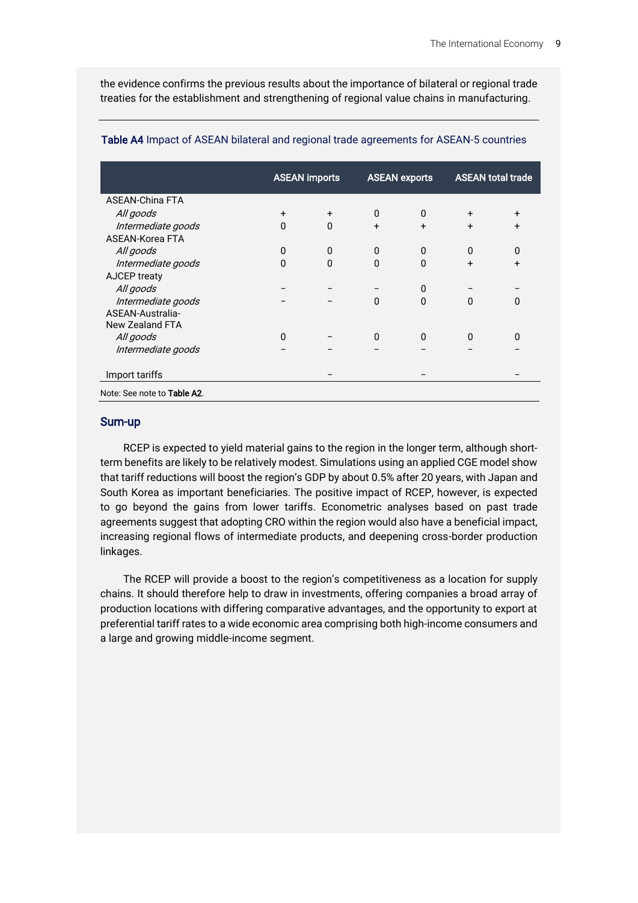the evidence confirms the previous results about the importance of bilateral or regional trade treaties for the establishment and strengthening of regional value chains in manufacturing.

**Table A4** Impact of ASEAN bilateral and regional trade agreements for ASEAN-5 countries

| | ASEAN imports | | ASEAN exports | | ASEAN total trade | |
|---|---|---|---|---|---|---|
| ASEAN-China FTA | | | | | | |
| *All goods* | + | + | 0 | 0 | + | + |
| *Intermediate goods* | 0 | 0 | + | + | + | + |
| ASEAN-Korea FTA | | | | | | |
| *All goods* | 0 | 0 | 0 | 0 | 0 | 0 |
| *Intermediate goods* | 0 | 0 | 0 | 0 | + | + |
| AJCEP treaty | | | | | | |
| *All goods* | – | – | – | 0 | – | – |
| *Intermediate goods* | – | – | 0 | 0 | 0 | 0 |
| ASEAN-Australia-New Zealand FTA | | | | | | |
| *All goods* | 0 | – | 0 | 0 | 0 | 0 |
| *Intermediate goods* | – | – | – | – | – | – |
| Import tariffs | | – | | – | | – |

Note: See note to **Table A2**.

## Sum-up

RCEP is expected to yield material gains to the region in the longer term, although short-term benefits are likely to be relatively modest. Simulations using an applied CGE model show that tariff reductions will boost the region's GDP by about 0.5% after 20 years, with Japan and South Korea as important beneficiaries. The positive impact of RCEP, however, is expected to go beyond the gains from lower tariffs. Econometric analyses based on past trade agreements suggest that adopting CRO within the region would also have a beneficial impact, increasing regional flows of intermediate products, and deepening cross-border production linkages.

The RCEP will provide a boost to the region's competitiveness as a location for supply chains. It should therefore help to draw in investments, offering companies a broad array of production locations with differing comparative advantages, and the opportunity to export at preferential tariff rates to a wide economic area comprising both high-income consumers and a large and growing middle-income segment.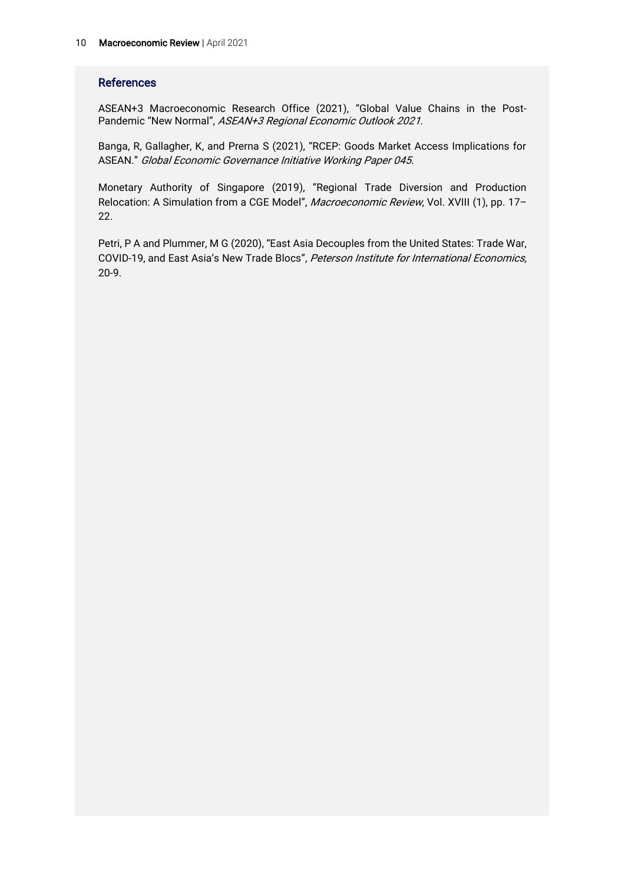## References

ASEAN+3 Macroeconomic Research Office (2021), "Global Value Chains in the Post-Pandemic "New Normal", *ASEAN+3 Regional Economic Outlook 2021.*

Banga, R, Gallagher, K, and Prerna S (2021), "RCEP: Goods Market Access Implications for ASEAN." *Global Economic Governance Initiative Working Paper 045*.

Monetary Authority of Singapore (2019), "Regional Trade Diversion and Production Relocation: A Simulation from a CGE Model", *Macroeconomic Review*, Vol. XVIII (1), pp. 17–22.

Petri, P A and Plummer, M G (2020), "East Asia Decouples from the United States: Trade War, COVID-19, and East Asia's New Trade Blocs", *Peterson Institute for International Economics,* 20-9.